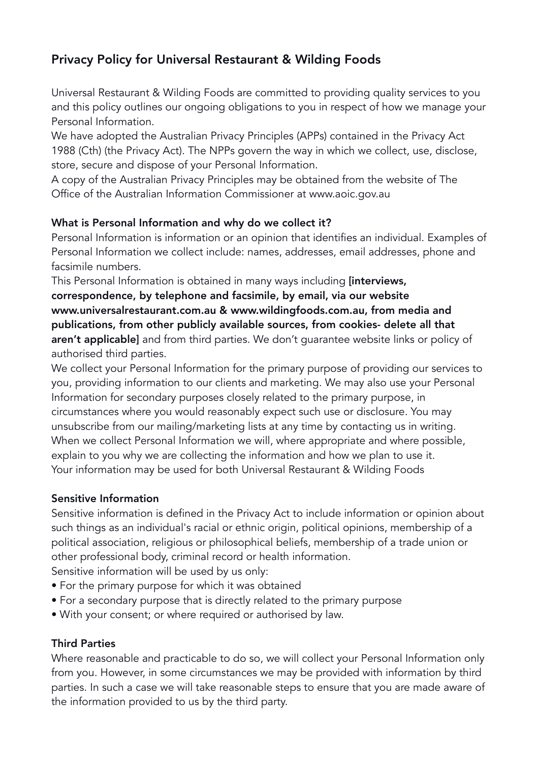# Privacy Policy for Universal Restaurant & Wilding Foods

Universal Restaurant & Wilding Foods are committed to providing quality services to you and this policy outlines our ongoing obligations to you in respect of how we manage your Personal Information.

We have adopted the Australian Privacy Principles (APPs) contained in the Privacy Act 1988 (Cth) (the Privacy Act). The NPPs govern the way in which we collect, use, disclose, store, secure and dispose of your Personal Information.

A copy of the Australian Privacy Principles may be obtained from the website of The Office of the Australian Information Commissioner at www.aoic.gov.au

### What is Personal Information and why do we collect it?

Personal Information is information or an opinion that identifies an individual. Examples of Personal Information we collect include: names, addresses, email addresses, phone and facsimile numbers.

This Personal Information is obtained in many ways including **[interviews, correspondence, by telephone and facsimile, by email, via our website www.universalrestaurant.com.au & www.wildingfoods.com.au, from media and publications, from other publicly available sources, from cookies- delete all that aren't applicable]** and from third parties. We don't guarantee website links or policy of authorised third parties.

We collect your Personal Information for the primary purpose of providing our services to you, providing information to our clients and marketing. We may also use your Personal Information for secondary purposes closely related to the primary purpose, in circumstances where you would reasonably expect such use or disclosure. You may unsubscribe from our mailing/marketing lists at any time by contacting us in writing.

When we collect Personal Information we will, where appropriate and where possible, explain to you why we are collecting the information and how we plan to use it.

Your information may be used for both Universal Restaurant & Wilding Foods

### Sensitive Information

Sensitive information is defined in the Privacy Act to include information or opinion about such things as an individual's racial or ethnic origin, political opinions, membership of a political association, religious or philosophical beliefs, membership of a trade union or other professional body, criminal record or health information.

Sensitive information will be used by us only:

- For the primary purpose for which it was obtained
- For a secondary purpose that is directly related to the primary purpose
- With your consent; or where required or authorised by law.

### Third Parties

Where reasonable and practicable to do so, we will collect your Personal Information only from you. However, in some circumstances we may be provided with information by third parties. In such a case we will take reasonable steps to ensure that you are made aware of the information provided to us by the third party.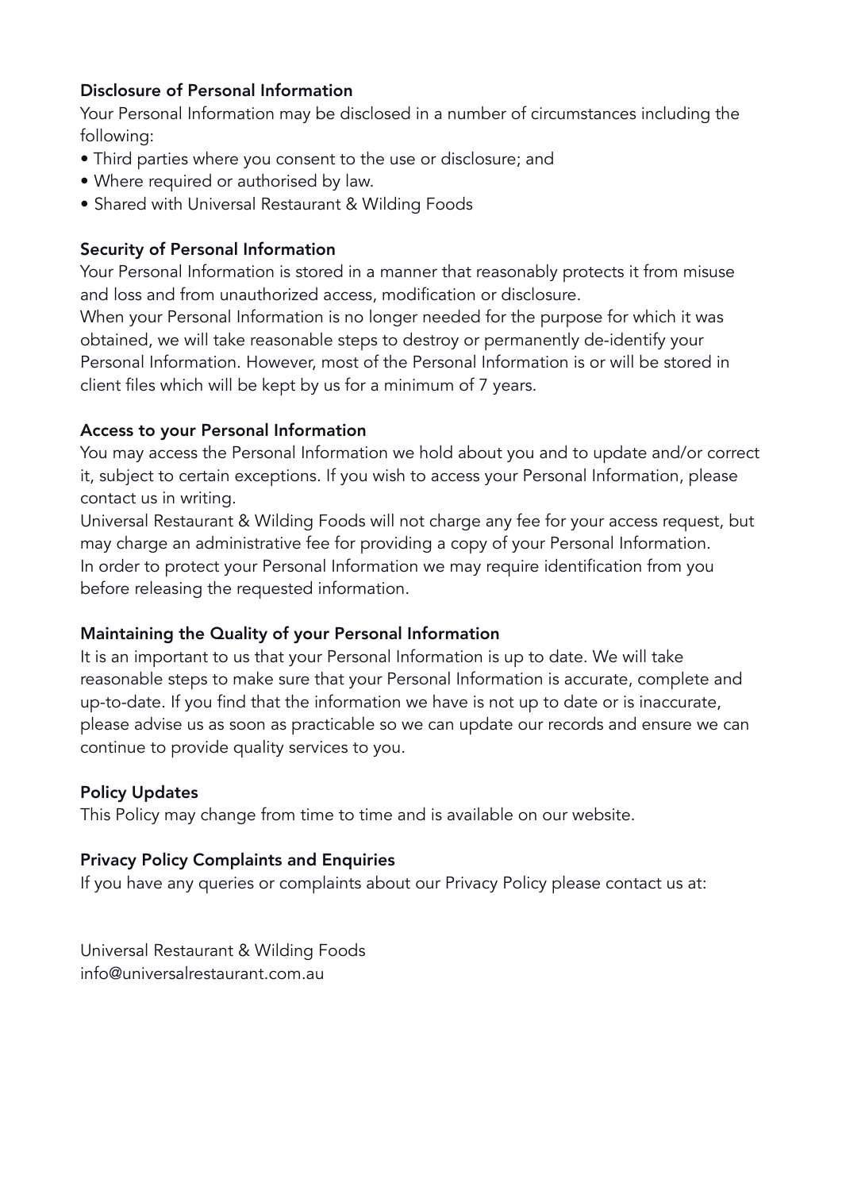## Disclosure of Personal Information

Your Personal Information may be disclosed in a number of circumstances including the following:

- Third parties where you consent to the use or disclosure; and
- Where required or authorised by law.
- Shared with Universal Restaurant & Wilding Foods

## Security of Personal Information

Your Personal Information is stored in a manner that reasonably protects it from misuse and loss and from unauthorized access, modification or disclosure.

When your Personal Information is no longer needed for the purpose for which it was obtained, we will take reasonable steps to destroy or permanently de-identify your Personal Information. However, most of the Personal Information is or will be stored in client files which will be kept by us for a minimum of 7 years.

## Access to your Personal Information

You may access the Personal Information we hold about you and to update and/or correct it, subject to certain exceptions. If you wish to access your Personal Information, please contact us in writing.

Universal Restaurant & Wilding Foods will not charge any fee for your access request, but may charge an administrative fee for providing a copy of your Personal Information.

In order to protect your Personal Information we may require identification from you before releasing the requested information.

## Maintaining the Quality of your Personal Information

It is an important to us that your Personal Information is up to date. We will take reasonable steps to make sure that your Personal Information is accurate, complete and up-to-date. If you find that the information we have is not up to date or is inaccurate, please advise us as soon as practicable so we can update our records and ensure we can continue to provide quality services to you.

## Policy Updates

This Policy may change from time to time and is available on our website.

## Privacy Policy Complaints and Enquiries

If you have any queries or complaints about our Privacy Policy please contact us at:

Universal Restaurant & Wilding Foods
info@universalrestaurant.com.au